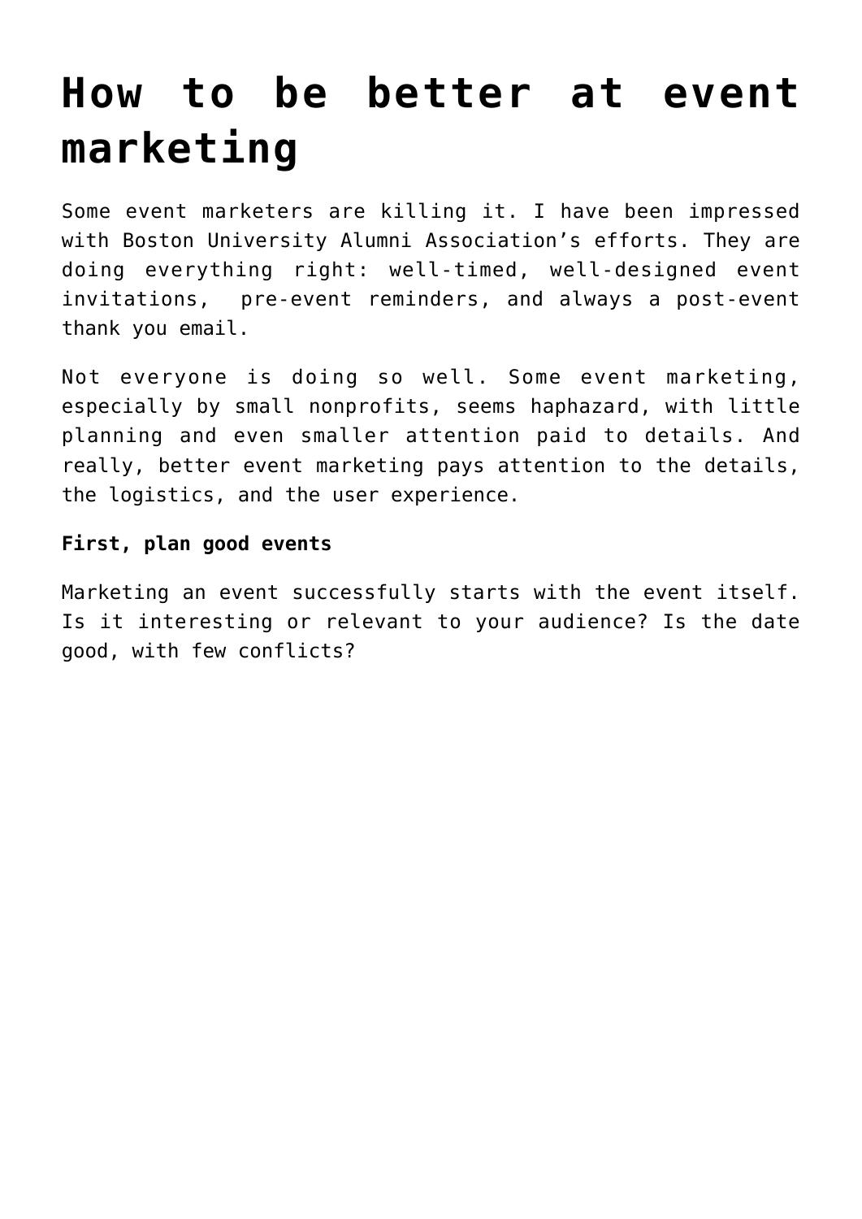# How to be better at event marketing

Some event marketers are killing it. I have been impressed with Boston University Alumni Association's efforts. They are doing everything right: well-timed, well-designed event invitations, pre-event reminders, and always a post-event thank you email.

Not everyone is doing so well. Some event marketing, especially by small nonprofits, seems haphazard, with little planning and even smaller attention paid to details. And really, better event marketing pays attention to the details, the logistics, and the user experience.

**First, plan good events**

Marketing an event successfully starts with the event itself. Is it interesting or relevant to your audience? Is the date good, with few conflicts?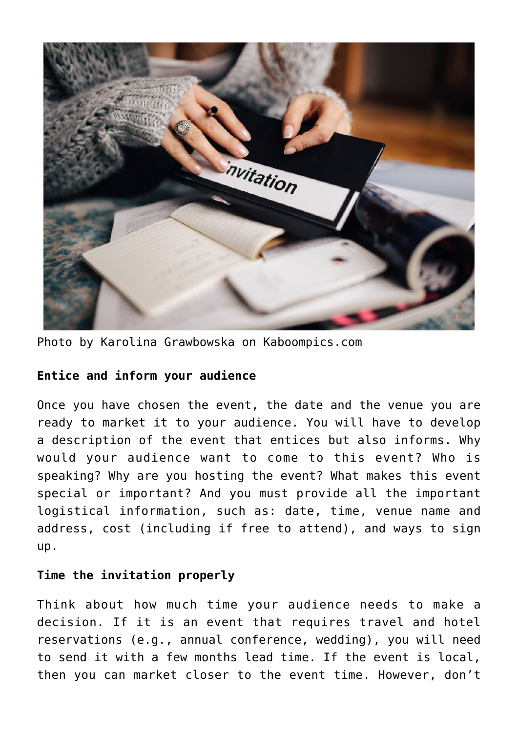Photo by Karolina Grawbowska on Kaboompics.com

**Entice and inform your audience**

Once you have chosen the event, the date and the venue you are ready to market it to your audience. You will have to develop a description of the event that entices but also informs. Why would your audience want to come to this event? Who is speaking? Why are you hosting the event? What makes this event special or important? And you must provide all the important logistical information, such as: date, time, venue name and address, cost (including if free to attend), and ways to sign up.

**Time the invitation properly**

Think about how much time your audience needs to make a decision. If it is an event that requires travel and hotel reservations (e.g., annual conference, wedding), you will need to send it with a few months lead time. If the event is local, then you can market closer to the event time. However, don't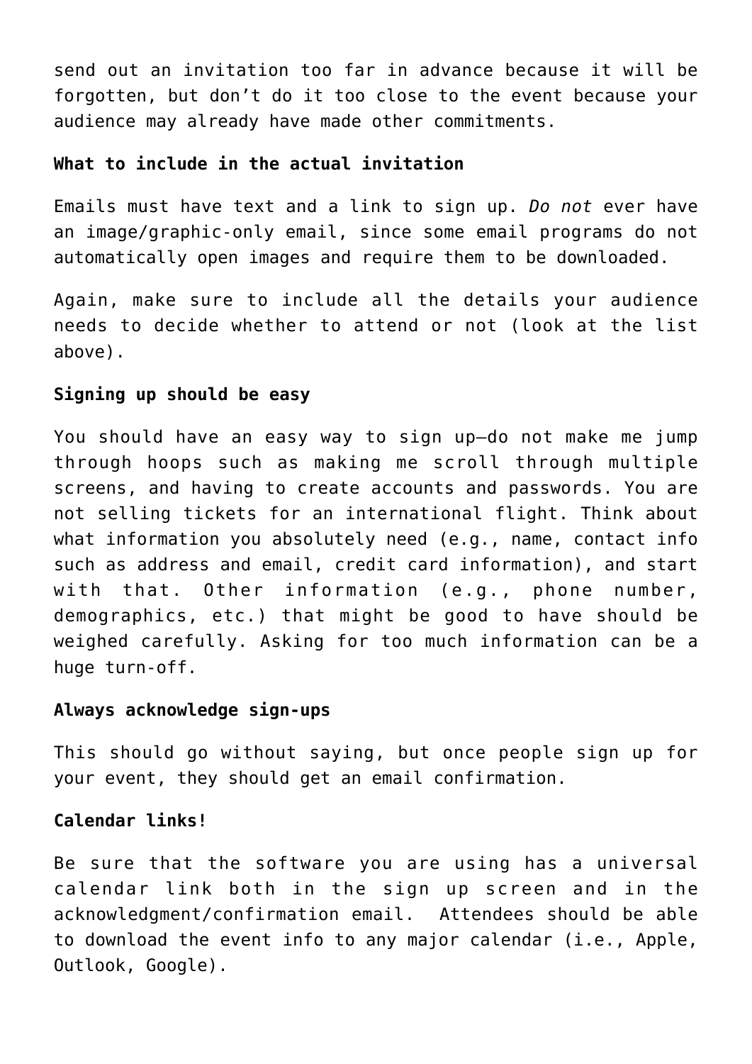send out an invitation too far in advance because it will be forgotten, but don't do it too close to the event because your audience may already have made other commitments.

**What to include in the actual invitation**

Emails must have text and a link to sign up. *Do not* ever have an image/graphic-only email, since some email programs do not automatically open images and require them to be downloaded.

Again, make sure to include all the details your audience needs to decide whether to attend or not (look at the list above).

**Signing up should be easy**

You should have an easy way to sign up—do not make me jump through hoops such as making me scroll through multiple screens, and having to create accounts and passwords. You are not selling tickets for an international flight. Think about what information you absolutely need (e.g., name, contact info such as address and email, credit card information), and start with that. Other information (e.g., phone number, demographics, etc.) that might be good to have should be weighed carefully. Asking for too much information can be a huge turn-off.

**Always acknowledge sign-ups**

This should go without saying, but once people sign up for your event, they should get an email confirmation.

**Calendar links!**

Be sure that the software you are using has a universal calendar link both in the sign up screen and in the acknowledgment/confirmation email. Attendees should be able to download the event info to any major calendar (i.e., Apple, Outlook, Google).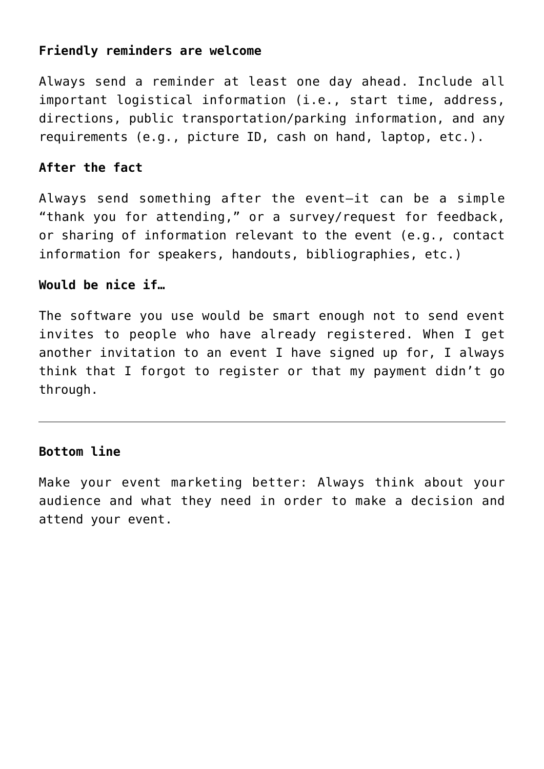**Friendly reminders are welcome**

Always send a reminder at least one day ahead. Include all important logistical information (i.e., start time, address, directions, public transportation/parking information, and any requirements (e.g., picture ID, cash on hand, laptop, etc.).

**After the fact**

Always send something after the event—it can be a simple "thank you for attending," or a survey/request for feedback, or sharing of information relevant to the event (e.g., contact information for speakers, handouts, bibliographies, etc.)

**Would be nice if…**

The software you use would be smart enough not to send event invites to people who have already registered. When I get another invitation to an event I have signed up for, I always think that I forgot to register or that my payment didn't go through.

---

**Bottom line**

Make your event marketing better: Always think about your audience and what they need in order to make a decision and attend your event.